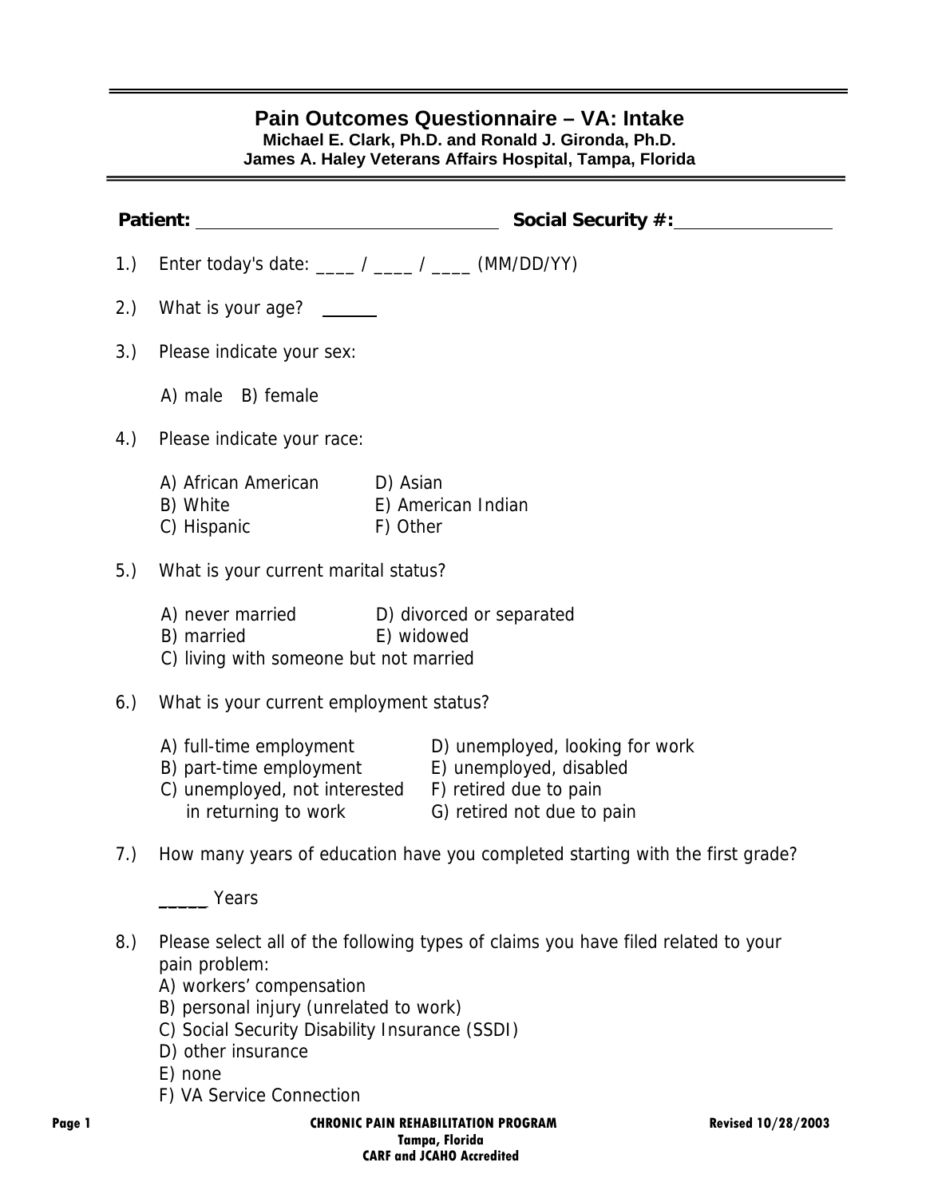# Pain Outcomes Questionnaire – VA: Intake

**Michael E. Clark, Ph.D. and Ronald J. Gironda, Ph.D.**
**James A. Haley Veterans Affairs Hospital, Tampa, Florida**

**Patient:** ______________________________ **Social Security #:** ________________

1.) Enter today's date: ____ / ____ / ____ (MM/DD/YY)

2.) What is your age? ______

3.) Please indicate your sex:

A) male B) female

4.) Please indicate your race:

A) African American
B) White
C) Hispanic
D) Asian
E) American Indian
F) Other

5.) What is your current marital status?

A) never married
B) married
C) living with someone but not married
D) divorced or separated
E) widowed

6.) What is your current employment status?

A) full-time employment
B) part-time employment
C) unemployed, not interested in returning to work
D) unemployed, looking for work
E) unemployed, disabled
F) retired due to pain
G) retired not due to pain

7.) How many years of education have you completed starting with the first grade?

_____ Years

8.) Please select all of the following types of claims you have filed related to your pain problem:
A) workers' compensation
B) personal injury (unrelated to work)
C) Social Security Disability Insurance (SSDI)
D) other insurance
E) none
F) VA Service Connection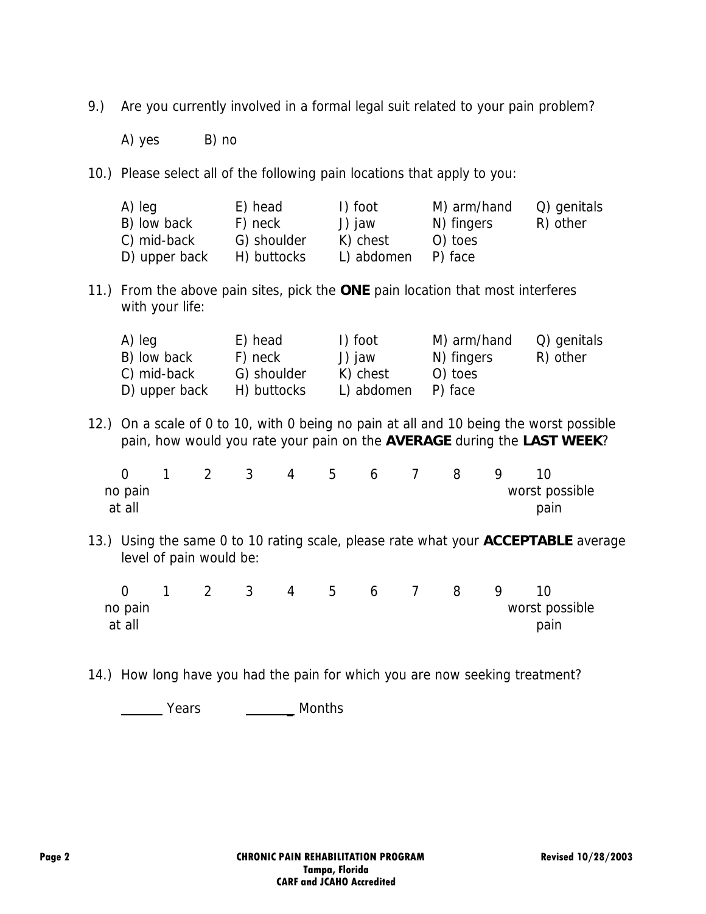9.) Are you currently involved in a formal legal suit related to your pain problem?

A) yes B) no

10.) Please select all of the following pain locations that apply to you:

| | | | | |
|---|---|---|---|---|
| A) leg | E) head | I) foot | M) arm/hand | Q) genitals |
| B) low back | F) neck | J) jaw | N) fingers | R) other |
| C) mid-back | G) shoulder | K) chest | O) toes | |
| D) upper back | H) buttocks | L) abdomen | P) face | |

11.) From the above pain sites, pick the **ONE** pain location that most interferes with your life:

| | | | | |
|---|---|---|---|---|
| A) leg | E) head | I) foot | M) arm/hand | Q) genitals |
| B) low back | F) neck | J) jaw | N) fingers | R) other |
| C) mid-back | G) shoulder | K) chest | O) toes | |
| D) upper back | H) buttocks | L) abdomen | P) face | |

12.) On a scale of 0 to 10, with 0 being no pain at all and 10 being the worst possible pain, how would you rate your pain on the **AVERAGE** during the **LAST WEEK**?

| 0 | 1 | 2 | 3 | 4 | 5 | 6 | 7 | 8 | 9 | 10 |
|---|---|---|---|---|---|---|---|---|---|---|
| no pain at all | | | | | | | | | | worst possible pain |

13.) Using the same 0 to 10 rating scale, please rate what your **ACCEPTABLE** average level of pain would be:

| 0 | 1 | 2 | 3 | 4 | 5 | 6 | 7 | 8 | 9 | 10 |
|---|---|---|---|---|---|---|---|---|---|---|
| no pain at all | | | | | | | | | | worst possible pain |

14.) How long have you had the pain for which you are now seeking treatment?

______ Years ______ Months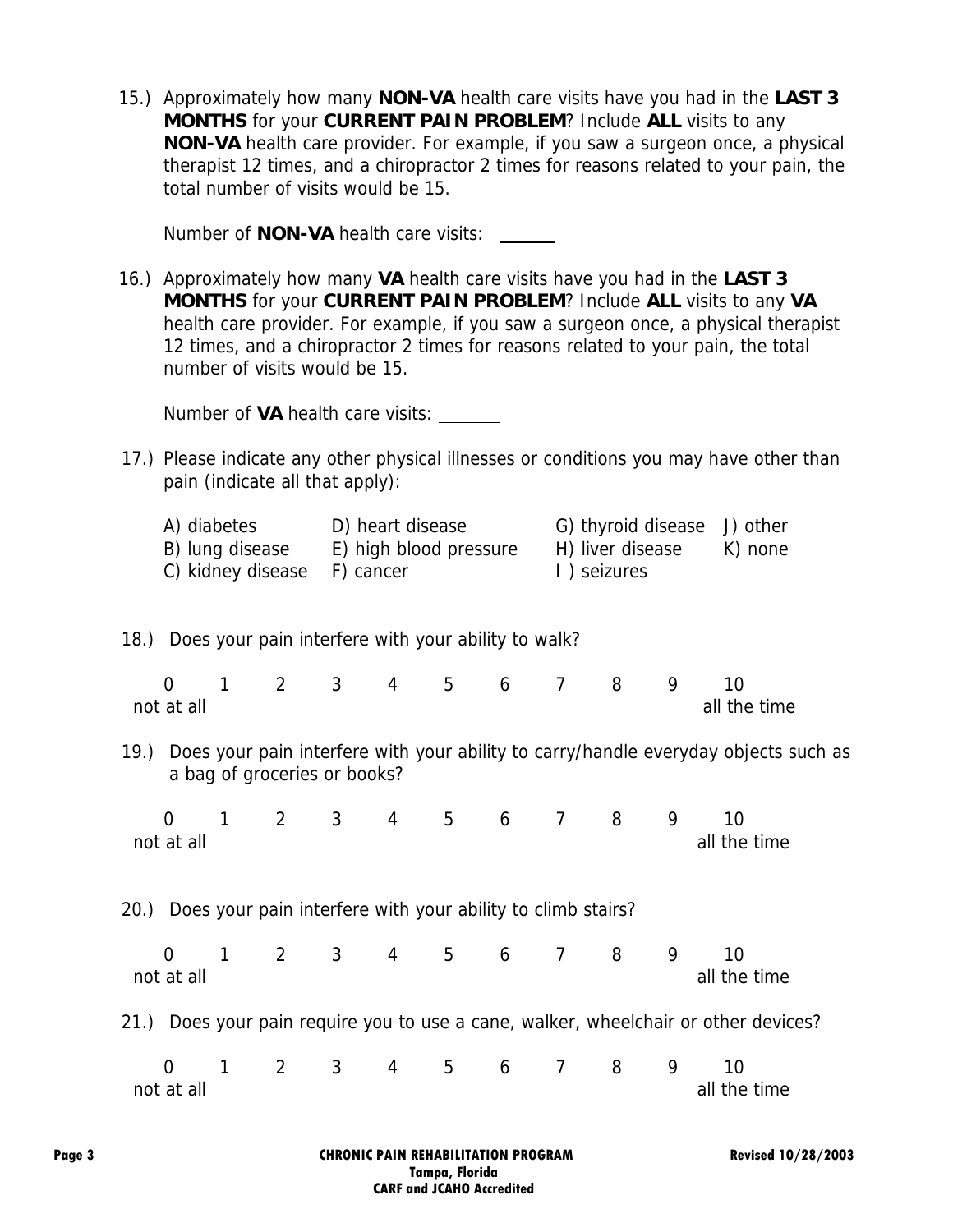15.) Approximately how many **NON-VA** health care visits have you had in the **LAST 3 MONTHS** for your **CURRENT PAIN PROBLEM**? Include **ALL** visits to any **NON-VA** health care provider. For example, if you saw a surgeon once, a physical therapist 12 times, and a chiropractor 2 times for reasons related to your pain, the total number of visits would be 15.

Number of **NON-VA** health care visits: ______

16.) Approximately how many **VA** health care visits have you had in the **LAST 3 MONTHS** for your **CURRENT PAIN PROBLEM**? Include **ALL** visits to any **VA** health care provider. For example, if you saw a surgeon once, a physical therapist 12 times, and a chiropractor 2 times for reasons related to your pain, the total number of visits would be 15.

Number of **VA** health care visits: _______

17.) Please indicate any other physical illnesses or conditions you may have other than pain (indicate all that apply):

| | | | |
|---|---|---|---|
| A) diabetes | D) heart disease | G) thyroid disease | J) other |
| B) lung disease | E) high blood pressure | H) liver disease | K) none |
| C) kidney disease | F) cancer | I ) seizures | |

18.) Does your pain interfere with your ability to walk?

| 0 | 1 | 2 | 3 | 4 | 5 | 6 | 7 | 8 | 9 | 10 |
|---|---|---|---|---|---|---|---|---|---|---|
| not at all | | | | | | | | | | all the time |

19.) Does your pain interfere with your ability to carry/handle everyday objects such as a bag of groceries or books?

| 0 | 1 | 2 | 3 | 4 | 5 | 6 | 7 | 8 | 9 | 10 |
|---|---|---|---|---|---|---|---|---|---|---|
| not at all | | | | | | | | | | all the time |

20.) Does your pain interfere with your ability to climb stairs?

| 0 | 1 | 2 | 3 | 4 | 5 | 6 | 7 | 8 | 9 | 10 |
|---|---|---|---|---|---|---|---|---|---|---|
| not at all | | | | | | | | | | all the time |

21.) Does your pain require you to use a cane, walker, wheelchair or other devices?

| 0 | 1 | 2 | 3 | 4 | 5 | 6 | 7 | 8 | 9 | 10 |
|---|---|---|---|---|---|---|---|---|---|---|
| not at all | | | | | | | | | | all the time |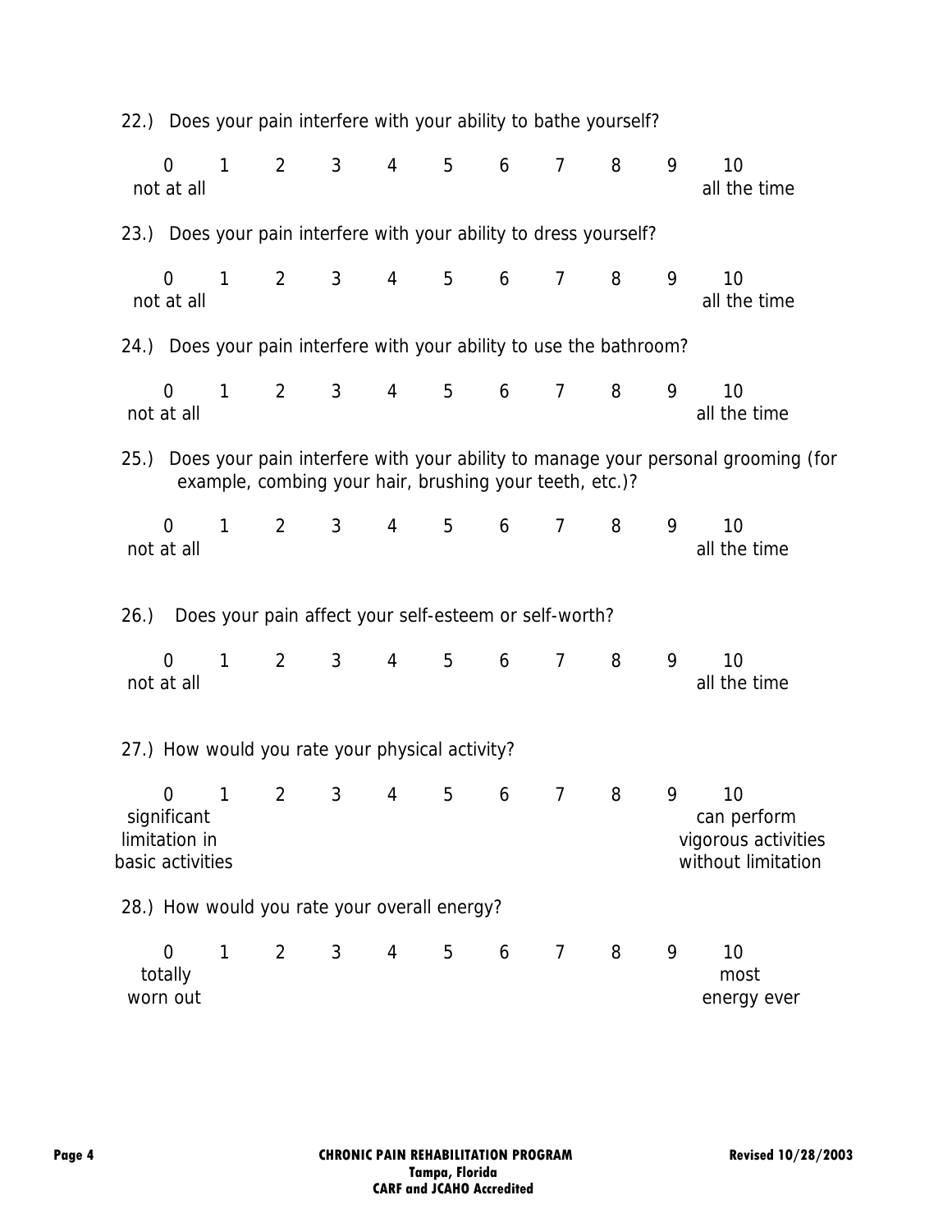22.) Does your pain interfere with your ability to bathe yourself?

| 0 | 1 | 2 | 3 | 4 | 5 | 6 | 7 | 8 | 9 | 10 |
|---|---|---|---|---|---|---|---|---|---|---|
| not at all | | | | | | | | | | all the time |

23.) Does your pain interfere with your ability to dress yourself?

| 0 | 1 | 2 | 3 | 4 | 5 | 6 | 7 | 8 | 9 | 10 |
|---|---|---|---|---|---|---|---|---|---|---|
| not at all | | | | | | | | | | all the time |

24.) Does your pain interfere with your ability to use the bathroom?

| 0 | 1 | 2 | 3 | 4 | 5 | 6 | 7 | 8 | 9 | 10 |
|---|---|---|---|---|---|---|---|---|---|---|
| not at all | | | | | | | | | | all the time |

25.) Does your pain interfere with your ability to manage your personal grooming (for example, combing your hair, brushing your teeth, etc.)?

| 0 | 1 | 2 | 3 | 4 | 5 | 6 | 7 | 8 | 9 | 10 |
|---|---|---|---|---|---|---|---|---|---|---|
| not at all | | | | | | | | | | all the time |

26.) Does your pain affect your self-esteem or self-worth?

| 0 | 1 | 2 | 3 | 4 | 5 | 6 | 7 | 8 | 9 | 10 |
|---|---|---|---|---|---|---|---|---|---|---|
| not at all | | | | | | | | | | all the time |

27.) How would you rate your physical activity?

| 0 | 1 | 2 | 3 | 4 | 5 | 6 | 7 | 8 | 9 | 10 |
|---|---|---|---|---|---|---|---|---|---|---|
| significant limitation in basic activities | | | | | | | | | | can perform vigorous activities without limitation |

28.) How would you rate your overall energy?

| 0 | 1 | 2 | 3 | 4 | 5 | 6 | 7 | 8 | 9 | 10 |
|---|---|---|---|---|---|---|---|---|---|---|
| totally worn out | | | | | | | | | | most energy ever |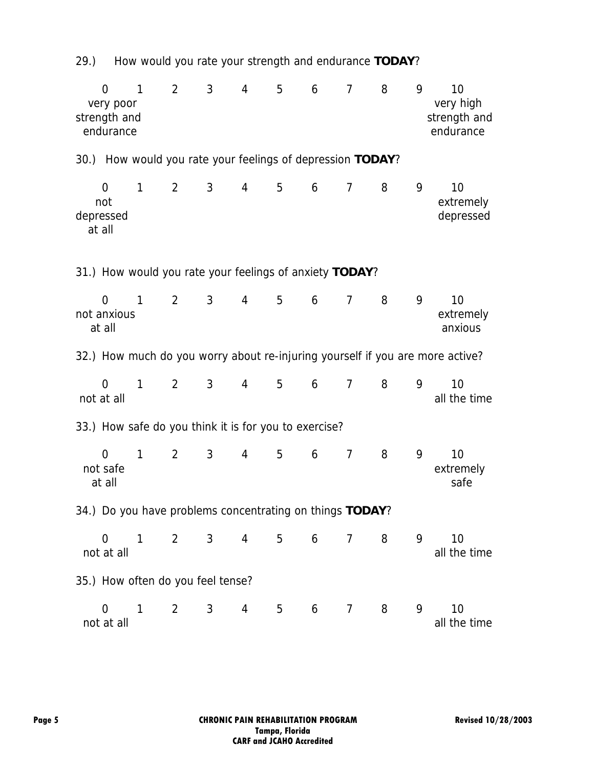29.) How would you rate your strength and endurance **TODAY**?

| 0 | 1 | 2 | 3 | 4 | 5 | 6 | 7 | 8 | 9 | 10 |
|---|---|---|---|---|---|---|---|---|---|---|
| very poor strength and endurance | | | | | | | | | | very high strength and endurance |

30.) How would you rate your feelings of depression **TODAY**?

| 0 | 1 | 2 | 3 | 4 | 5 | 6 | 7 | 8 | 9 | 10 |
|---|---|---|---|---|---|---|---|---|---|---|
| not depressed at all | | | | | | | | | | extremely depressed |

31.) How would you rate your feelings of anxiety **TODAY**?

| 0 | 1 | 2 | 3 | 4 | 5 | 6 | 7 | 8 | 9 | 10 |
|---|---|---|---|---|---|---|---|---|---|---|
| not anxious at all | | | | | | | | | | extremely anxious |

32.) How much do you worry about re-injuring yourself if you are more active?

| 0 | 1 | 2 | 3 | 4 | 5 | 6 | 7 | 8 | 9 | 10 |
|---|---|---|---|---|---|---|---|---|---|---|
| not at all | | | | | | | | | | all the time |

33.) How safe do you think it is for you to exercise?

| 0 | 1 | 2 | 3 | 4 | 5 | 6 | 7 | 8 | 9 | 10 |
|---|---|---|---|---|---|---|---|---|---|---|
| not safe at all | | | | | | | | | | extremely safe |

34.) Do you have problems concentrating on things **TODAY**?

| 0 | 1 | 2 | 3 | 4 | 5 | 6 | 7 | 8 | 9 | 10 |
|---|---|---|---|---|---|---|---|---|---|---|
| not at all | | | | | | | | | | all the time |

35.) How often do you feel tense?

| 0 | 1 | 2 | 3 | 4 | 5 | 6 | 7 | 8 | 9 | 10 |
|---|---|---|---|---|---|---|---|---|---|---|
| not at all | | | | | | | | | | all the time |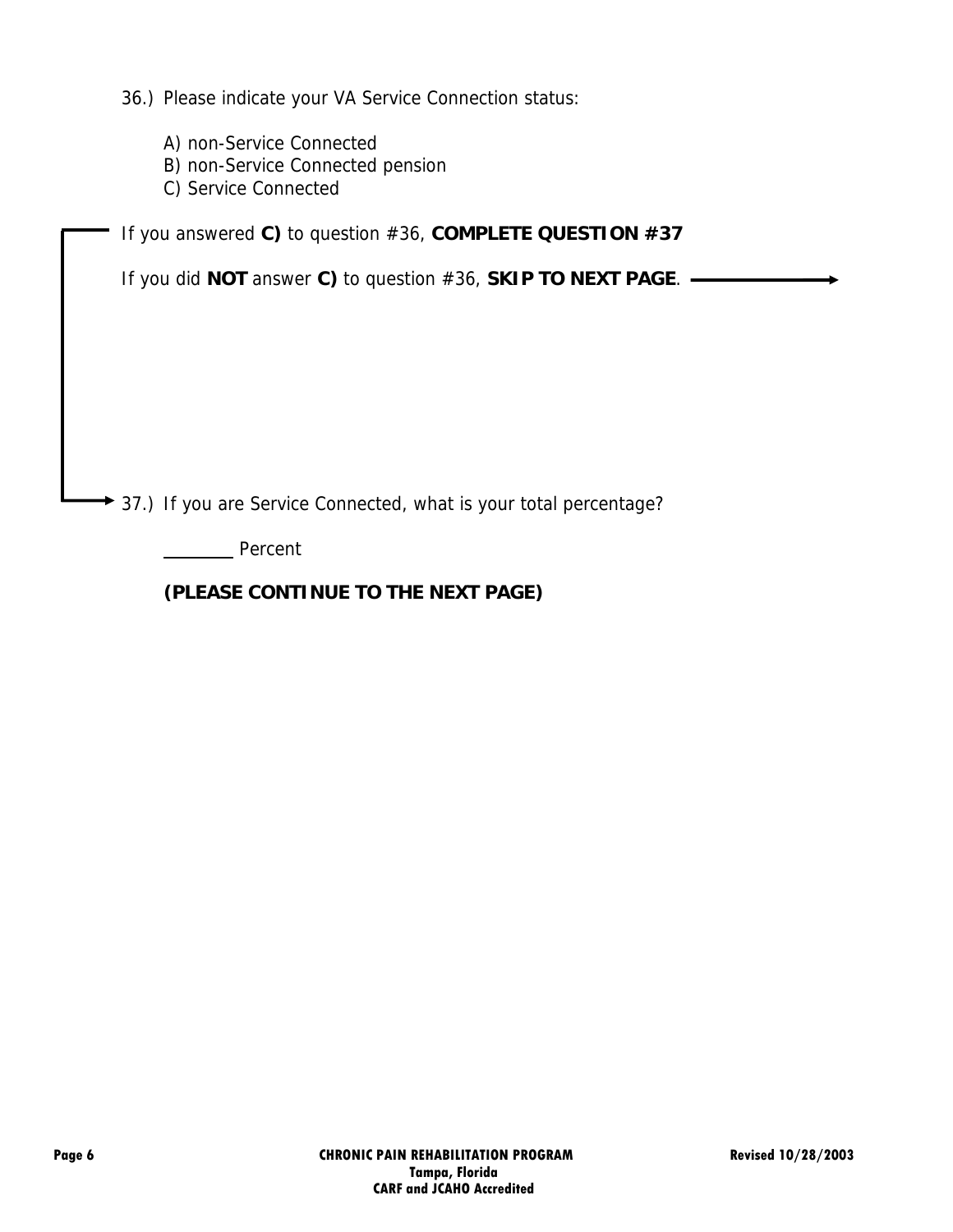36.) Please indicate your VA Service Connection status:

A) non-Service Connected
B) non-Service Connected pension
C) Service Connected

If you answered **C)** to question #36, **COMPLETE QUESTION #37**

If you did **NOT** answer **C)** to question #36, **SKIP TO NEXT PAGE**. →

37.) If you are Service Connected, what is your total percentage?

_______ Percent

**(PLEASE CONTINUE TO THE NEXT PAGE)**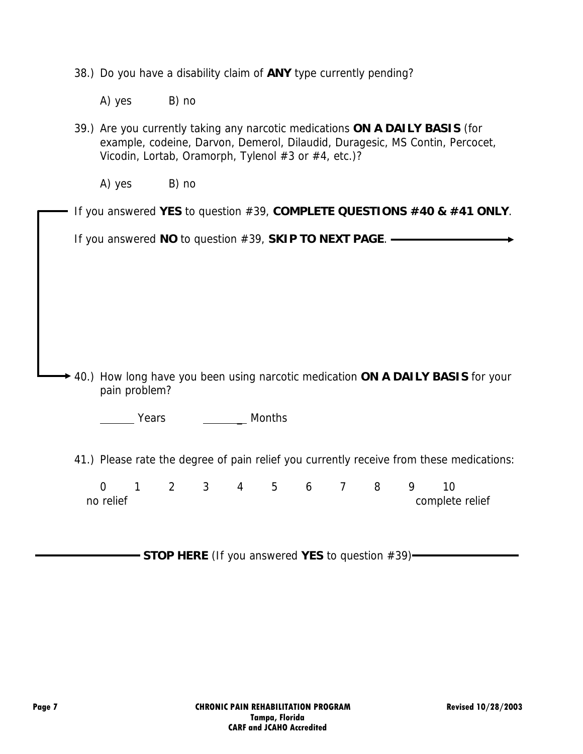38.) Do you have a disability claim of **ANY** type currently pending?

A) yes B) no

39.) Are you currently taking any narcotic medications **ON A DAILY BASIS** (for example, codeine, Darvon, Demerol, Dilaudid, Duragesic, MS Contin, Percocet, Vicodin, Lortab, Oramorph, Tylenol #3 or #4, etc.)?

A) yes B) no

If you answered **YES** to question #39, **COMPLETE QUESTIONS #40 & #41 ONLY**.

If you answered **NO** to question #39, **SKIP TO NEXT PAGE**. →

40.) How long have you been using narcotic medication **ON A DAILY BASIS** for your pain problem?

______ Years ________ Months

41.) Please rate the degree of pain relief you currently receive from these medications:

| 0 | 1 | 2 | 3 | 4 | 5 | 6 | 7 | 8 | 9 | 10 |
|---|---|---|---|---|---|---|---|---|---|---|
| no relief | | | | | | | | | | complete relief |

**STOP HERE** (If you answered **YES** to question #39)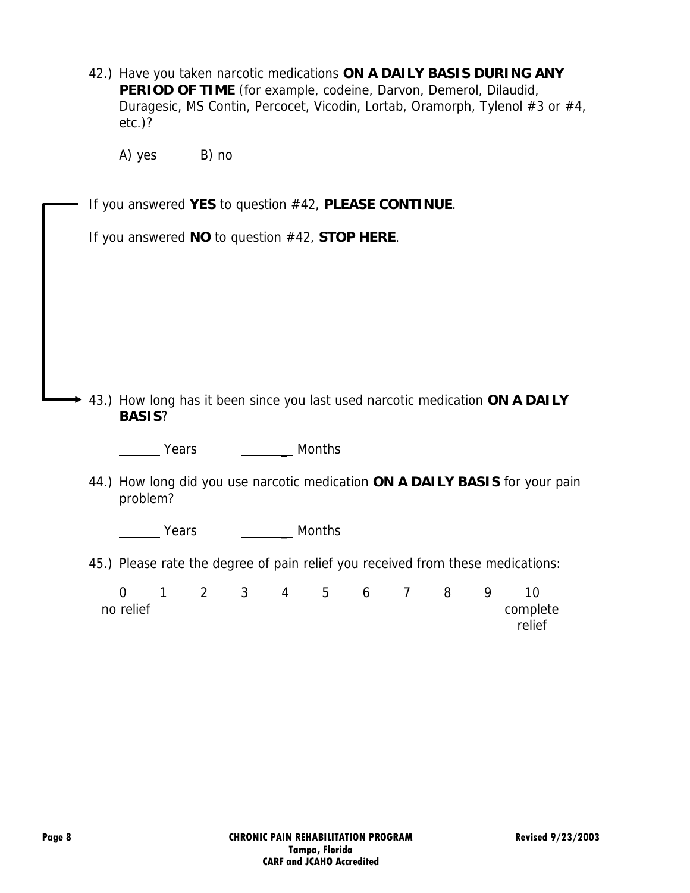42.) Have you taken narcotic medications **ON A DAILY BASIS DURING ANY PERIOD OF TIME** (for example, codeine, Darvon, Demerol, Dilaudid, Duragesic, MS Contin, Percocet, Vicodin, Lortab, Oramorph, Tylenol #3 or #4, etc.)?

A) yes B) no

If you answered **YES** to question #42, **PLEASE CONTINUE**.

If you answered **NO** to question #42, **STOP HERE**.

43.) How long has it been since you last used narcotic medication **ON A DAILY BASIS**?

______ Years ________ Months

44.) How long did you use narcotic medication **ON A DAILY BASIS** for your pain problem?

______ Years ________ Months

45.) Please rate the degree of pain relief you received from these medications:

0 1 2 3 4 5 6 7 8 9 10

no relief ... complete relief